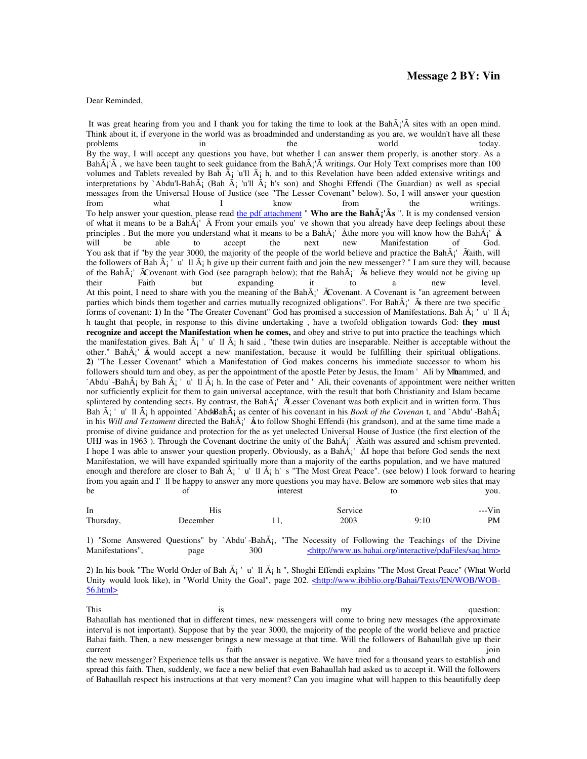# Message 2 BY: Vin

Dear Reminded,

It was great hearing from you and I thank you for taking the time to look at the BahÃ¡'Ã sites with an open mind. Think about it, if everyone in the world was as broadminded and understanding as you are, we wouldn't have all these problems in the world today.
By the way, I will accept any questions you have, but whether I can answer them properly, is another story. As a BahÃ¡'Ã , we have been taught to seek guidance from the BahÃ¡'Ã writings. Our Holy Text comprises more than 100 volumes and Tablets revealed by Bah Ã¡ 'u'll Ã¡ h, and to this Revelation have been added extensive writings and interpretations by `Abdu'l-BahÃ¡ (Bah Ã¡ 'u'll Ã¡ h's son) and Shoghi Effendi (The Guardian) as well as special messages from the Universal House of Justice (see "The Lesser Covenant" below). So, I will answer your question from what I know from the writings.
To help answer your question, please read the pdf attachment " **Who are the BahÃ¡'Ãs** ". It is my condensed version of what it means to be a BahÃ¡' Ã From your emails you' ve shown that you already have deep feelings about these principles . But the more you understand what it means to be a BahÃ¡' Ã the more you will know how the BahÃ¡' Ã will be able to accept the next new Manifestation of God.
You ask that if "by the year 3000, the majority of the people of the world believe and practice the BahÃ¡' Ã faith, will the followers of Bah Ã¡ ' u' ll Ã¡ h give up their current faith and join the new messenger? " I am sure they will, because of the BahÃ¡' Ã Covenant with God (see paragraph below); that the BahÃ¡' Ãs believe they would not be giving up their Faith but expanding it to a new level.
At this point, I need to share with you the meaning of the BahÃ¡' Ã Covenant. A Covenant is "an agreement between parties which binds them together and carries mutually recognized obligations". For BahÃ¡' Ãs there are two specific forms of covenant: **1)** In the "The Greater Covenant" God has promised a succession of Manifestations. Bah Ã¡ ' u' ll Ã¡ h taught that people, in response to this divine undertaking , have a twofold obligation towards God: **they must recognize and accept the Manifestation when he comes,** and obey and strive to put into practice the teachings which the manifestation gives. Bah Ã¡ ' u' ll Ã¡ h said , "these twin duties are inseparable. Neither is acceptable without the other." BahÃ¡' Ã would accept a new manifestation, because it would be fulfilling their spiritual obligations.
**2)** "The Lesser Covenant" which a Manifestation of God makes concerns his immediate successor to whom his followers should turn and obey, as per the appointment of the apostle Peter by Jesus, the Imam ' Ali by Muhammed, and `Abdu' -BahÃ¡ by Bah Ã¡ ' u' ll Ã¡ h. In the case of Peter and ' Ali, their covenants of appointment were neither written nor sufficiently explicit for them to gain universal acceptance, with the result that both Christianity and Islam became splintered by contending sects. By contrast, the BahÃ¡' Ã Lesser Covenant was both explicit and in written form. Thus Bah Ã¡ ' u' ll Ã¡ h appointed `Abdu' -BahÃ¡ as center of his covenant in his *Book of the Covenan* t, and `Abdu' -BahÃ¡ in his *Will and Testament* directed the BahÃ¡' Ã to follow Shoghi Effendi (his grandson), and at the same time made a promise of divine guidance and protection for the as yet unelected Universal House of Justice (the first election of the UHJ was in 1963 ). Through the Covenant doctrine the unity of the BahÃ¡' Ã faith was assured and schism prevented.
I hope I was able to answer your question properly. Obviously, as a BahÃ¡' Ã I hope that before God sends the next Manifestation, we will have expanded spiritually more than a majority of the earths population, and we have matured enough and therefore are closer to Bah Ã¡ ' u' ll Ã¡ h's "The Most Great Peace". (see below) I look forward to hearing from you again and I' ll be happy to answer any more questions you may have. Below are some more web sites that may be of interest to you.

In His Service ---Vin
Thursday, December 11, 2003 9:10 PM

1) "Some Answered Questions" by `Abdu' -BahÃ¡, "The Necessity of Following the Teachings of the Divine Manifestations", page 300 <http://www.us.bahai.org/interactive/pdaFiles/saq.htm>

2) In his book "The World Order of Bah Ã¡ ' u' ll Ã¡ h ", Shoghi Effendi explains "The Most Great Peace" (What World Unity would look like), in "World Unity the Goal", page 202. <http://www.ibiblio.org/Bahai/Texts/EN/WOB/WOB-56.html>

This is my question:
Bahaullah has mentioned that in different times, new messengers will come to bring new messages (the approximate interval is not important). Suppose that by the year 3000, the majority of the people of the world believe and practice Bahai faith. Then, a new messenger brings a new message at that time. Will the followers of Bahaullah give up their current faith and join the new messenger? Experience tells us that the answer is negative. We have tried for a thousand years to establish and spread this faith. Then, suddenly, we face a new belief that even Bahaullah had asked us to accept it. Will the followers of Bahaullah respect his instructions at that very moment? Can you imagine what will happen to this beautifully deep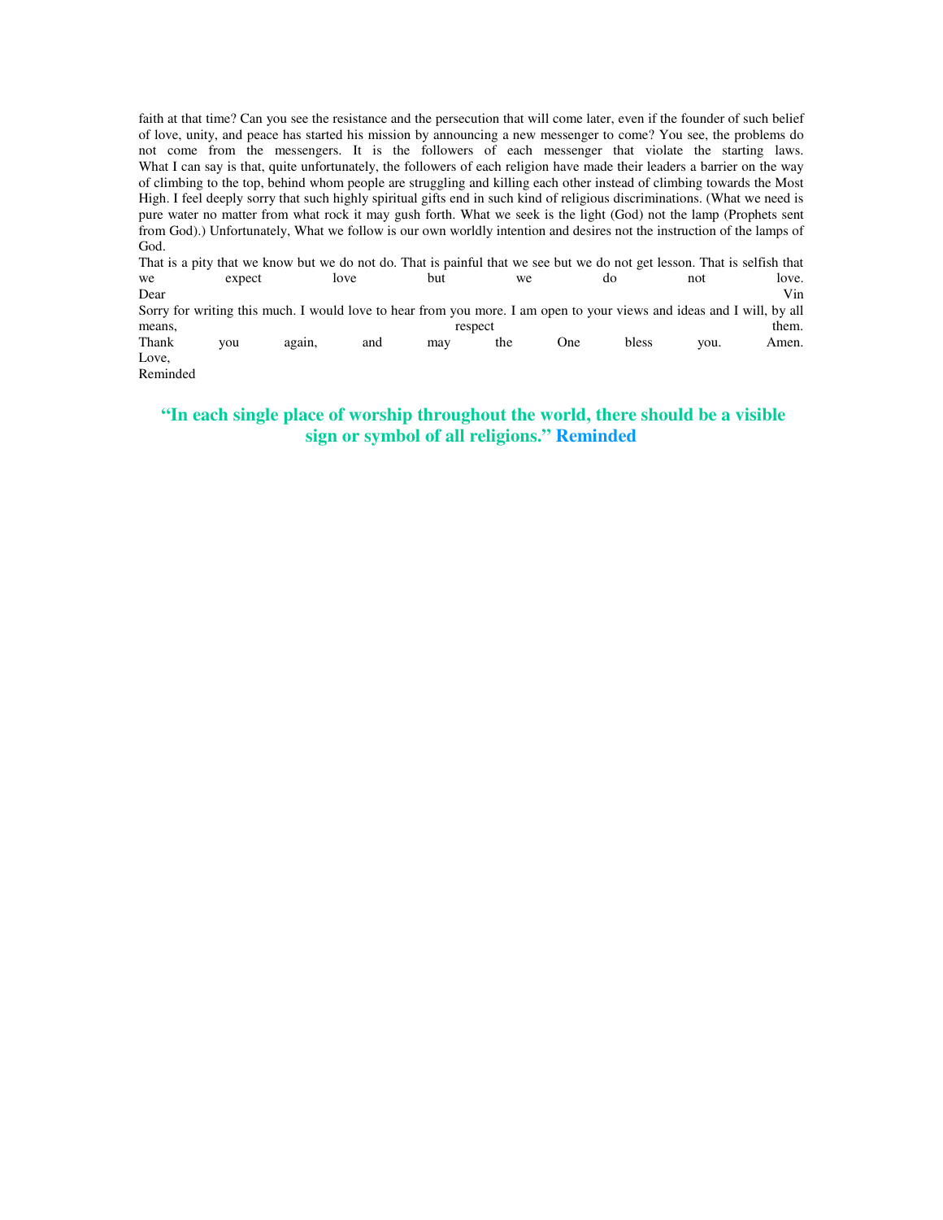faith at that time? Can you see the resistance and the persecution that will come later, even if the founder of such belief of love, unity, and peace has started his mission by announcing a new messenger to come? You see, the problems do not come from the messengers. It is the followers of each messenger that violate the starting laws. What I can say is that, quite unfortunately, the followers of each religion have made their leaders a barrier on the way of climbing to the top, behind whom people are struggling and killing each other instead of climbing towards the Most High. I feel deeply sorry that such highly spiritual gifts end in such kind of religious discriminations. (What we need is pure water no matter from what rock it may gush forth. What we seek is the light (God) not the lamp (Prophets sent from God).) Unfortunately, What we follow is our own worldly intention and desires not the instruction of the lamps of God.

That is a pity that we know but we do not do. That is painful that we see but we do not get lesson. That is selfish that we expect love but we do not love.

Dear Vin

Sorry for writing this much. I would love to hear from you more. I am open to your views and ideas and I will, by all means, respect them.

Thank you again, and may the One bless you. Amen.

Love,

Reminded

**"In each single place of worship throughout the world, there should be a visible sign or symbol of all religions." Reminded**